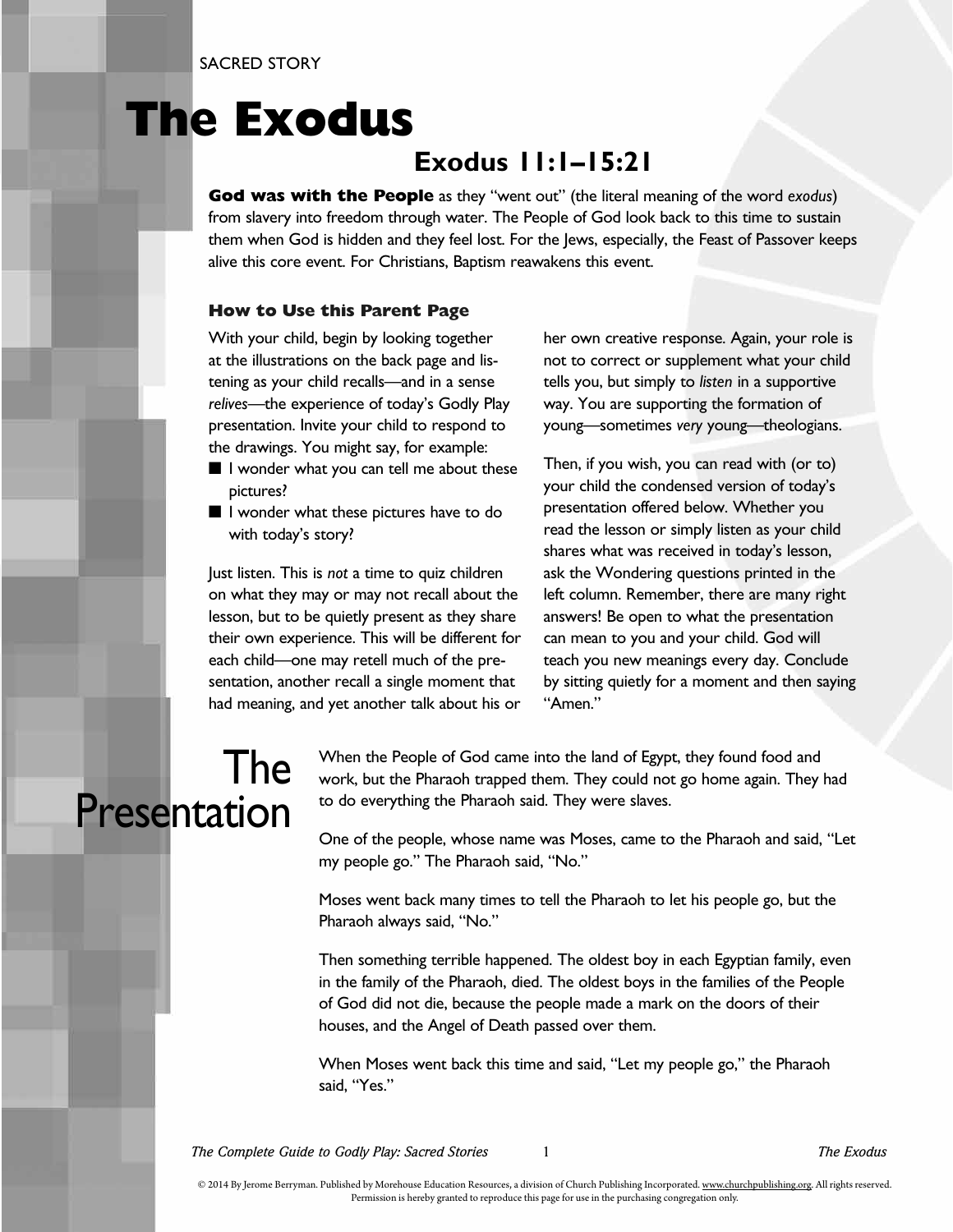SACRED STORY

# The Exodus

## Exodus 11:1–15:21

**God was with the People** as they "went out" (the literal meaning of the word *exodus*) from slavery into freedom through water. The People of God look back to this time to sustain them when God is hidden and they feel lost. For the Jews, especially, the Feast of Passover keeps alive this core event. For Christians, Baptism reawakens this event.

### How to Use this Parent Page

With your child, begin by looking together at the illustrations on the back page and listening as your child recalls—and in a sense *relives*—the experience of today's Godly Play presentation. Invite your child to respond to the drawings. You might say, for example:

- I wonder what you can tell me about these pictures?
- I wonder what these pictures have to do with today's story?

Just listen. This is *not* a time to quiz children on what they may or may not recall about the lesson, but to be quietly present as they share their own experience. This will be different for each child—one may retell much of the presentation, another recall a single moment that had meaning, and yet another talk about his or her own creative response. Again, your role is not to correct or supplement what your child tells you, but simply to *listen* in a supportive way. You are supporting the formation of young—sometimes *very* young—theologians.

Then, if you wish, you can read with (or to) your child the condensed version of today's presentation offered below. Whether you read the lesson or simply listen as your child shares what was received in today's lesson, ask the Wondering questions printed in the left column. Remember, there are many right answers! Be open to what the presentation can mean to you and your child. God will teach you new meanings every day. Conclude by sitting quietly for a moment and then saying "Amen."

## The Presentation

When the People of God came into the land of Egypt, they found food and work, but the Pharaoh trapped them. They could not go home again. They had to do everything the Pharaoh said. They were slaves.

One of the people, whose name was Moses, came to the Pharaoh and said, "Let my people go." The Pharaoh said, "No."

Moses went back many times to tell the Pharaoh to let his people go, but the Pharaoh always said, "No."

Then something terrible happened. The oldest boy in each Egyptian family, even in the family of the Pharaoh, died. The oldest boys in the families of the People of God did not die, because the people made a mark on the doors of their houses, and the Angel of Death passed over them.

When Moses went back this time and said, "Let my people go," the Pharaoh said, "Yes."

© 2014 By Jerome Berryman. Published by Morehouse Education Resources, a division of Church Publishing Incorporated. www.churchpublishing.org. All rights reserved. Permission is hereby granted to reproduce this page for use in the purchasing congregation only.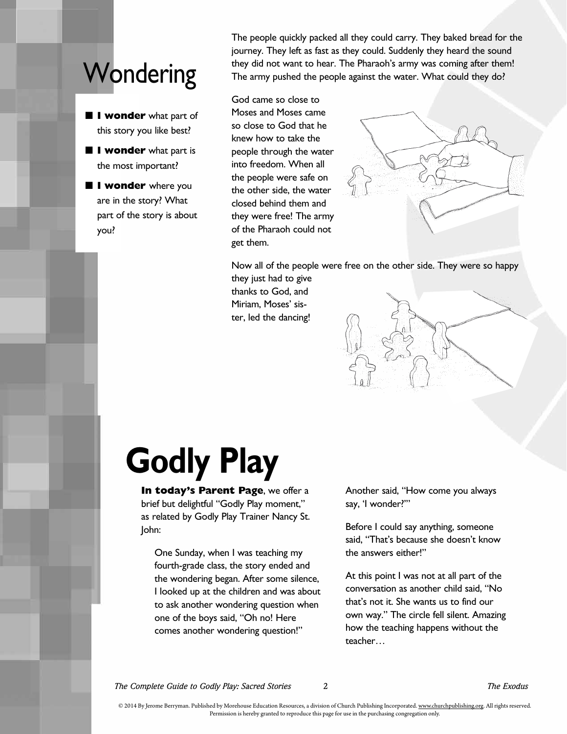# Wondering

- **I wonder** what part of this story you like best?
- **I wonder** what part is the most important?
- **I wonder** where you are in the story? What part of the story is about you?

The people quickly packed all they could carry. They baked bread for the journey. They left as fast as they could. Suddenly they heard the sound they did not want to hear. The Pharaoh's army was coming after them! The army pushed the people against the water. What could they do?

God came so close to Moses and Moses came so close to God that he knew how to take the people through the water into freedom. When all the people were safe on the other side, the water closed behind them and they were free! The army of the Pharaoh could not get them.

Now all of the people were free on the other side. They were so happy they just had to give thanks to God, and Miriam, Moses' sister, led the dancing!

# Godly Play

**In today's Parent Page**, we offer a brief but delightful "Godly Play moment," as related by Godly Play Trainer Nancy St. John:

> One Sunday, when I was teaching my fourth-grade class, the story ended and the wondering began. After some silence, I looked up at the children and was about to ask another wondering question when one of the boys said, "Oh no! Here comes another wondering question!"
>
> Another said, "How come you always say, 'I wonder?'"
>
> Before I could say anything, someone said, "That's because she doesn't know the answers either!"
>
> At this point I was not at all part of the conversation as another child said, "No that's not it. She wants us to find our own way." The circle fell silent. Amazing how the teaching happens without the teacher…

© 2014 By Jerome Berryman. Published by Morehouse Education Resources, a division of Church Publishing Incorporated. www.churchpublishing.org. All rights reserved. Permission is hereby granted to reproduce this page for use in the purchasing congregation only.